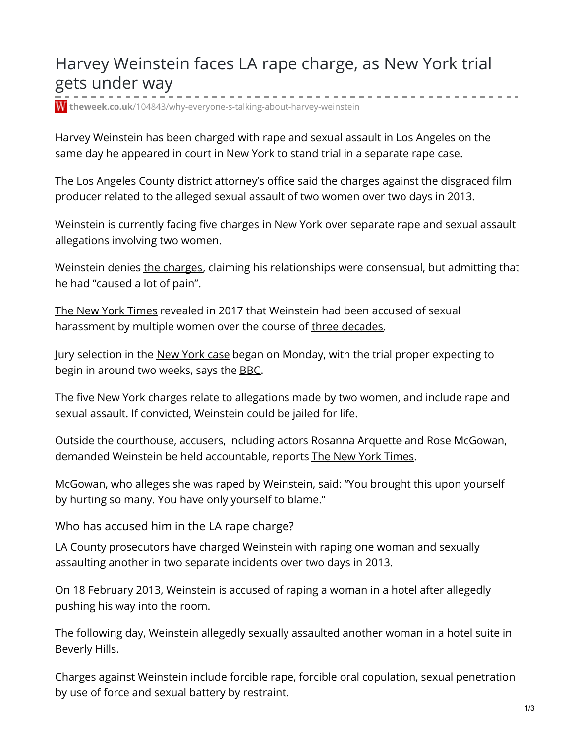# Harvey Weinstein faces LA rape charge, as New York trial gets under way

theweek.co.uk/104843/why-everyone-s-talking-about-harvey-weinstein

Harvey Weinstein has been charged with rape and sexual assault in Los Angeles on the same day he appeared in court in New York to stand trial in a separate rape case.

The Los Angeles County district attorney's office said the charges against the disgraced film producer related to the alleged sexual assault of two women over two days in 2013.

Weinstein is currently facing five charges in New York over separate rape and sexual assault allegations involving two women.

Weinstein denies the charges, claiming his relationships were consensual, but admitting that he had "caused a lot of pain".

The New York Times revealed in 2017 that Weinstein had been accused of sexual harassment by multiple women over the course of three decades.

Jury selection in the New York case began on Monday, with the trial proper expecting to begin in around two weeks, says the BBC.

The five New York charges relate to allegations made by two women, and include rape and sexual assault. If convicted, Weinstein could be jailed for life.

Outside the courthouse, accusers, including actors Rosanna Arquette and Rose McGowan, demanded Weinstein be held accountable, reports The New York Times.

McGowan, who alleges she was raped by Weinstein, said: "You brought this upon yourself by hurting so many. You have only yourself to blame."

## Who has accused him in the LA rape charge?

LA County prosecutors have charged Weinstein with raping one woman and sexually assaulting another in two separate incidents over two days in 2013.

On 18 February 2013, Weinstein is accused of raping a woman in a hotel after allegedly pushing his way into the room.

The following day, Weinstein allegedly sexually assaulted another woman in a hotel suite in Beverly Hills.

Charges against Weinstein include forcible rape, forcible oral copulation, sexual penetration by use of force and sexual battery by restraint.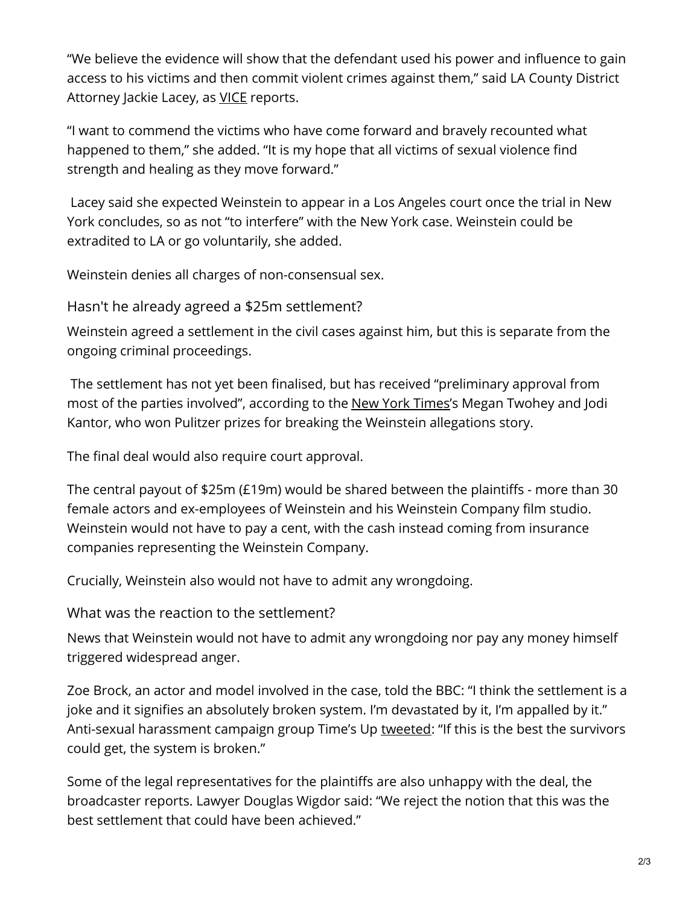“We believe the evidence will show that the defendant used his power and influence to gain access to his victims and then commit violent crimes against them,” said LA County District Attorney Jackie Lacey, as VICE reports.

“I want to commend the victims who have come forward and bravely recounted what happened to them,” she added. “It is my hope that all victims of sexual violence find strength and healing as they move forward.”

Lacey said she expected Weinstein to appear in a Los Angeles court once the trial in New York concludes, so as not “to interfere” with the New York case. Weinstein could be extradited to LA or go voluntarily, she added.

Weinstein denies all charges of non-consensual sex.

## Hasn't he already agreed a $25m settlement?

Weinstein agreed a settlement in the civil cases against him, but this is separate from the ongoing criminal proceedings.

The settlement has not yet been finalised, but has received “preliminary approval from most of the parties involved”, according to the New York Times’s Megan Twohey and Jodi Kantor, who won Pulitzer prizes for breaking the Weinstein allegations story.

The final deal would also require court approval.

The central payout of $25m (£19m) would be shared between the plaintiffs - more than 30 female actors and ex-employees of Weinstein and his Weinstein Company film studio. Weinstein would not have to pay a cent, with the cash instead coming from insurance companies representing the Weinstein Company.

Crucially, Weinstein also would not have to admit any wrongdoing.

## What was the reaction to the settlement?

News that Weinstein would not have to admit any wrongdoing nor pay any money himself triggered widespread anger.

Zoe Brock, an actor and model involved in the case, told the BBC: “I think the settlement is a joke and it signifies an absolutely broken system. I’m devastated by it, I’m appalled by it.” Anti-sexual harassment campaign group Time’s Up tweeted: “If this is the best the survivors could get, the system is broken.”

Some of the legal representatives for the plaintiffs are also unhappy with the deal, the broadcaster reports. Lawyer Douglas Wigdor said: “We reject the notion that this was the best settlement that could have been achieved.”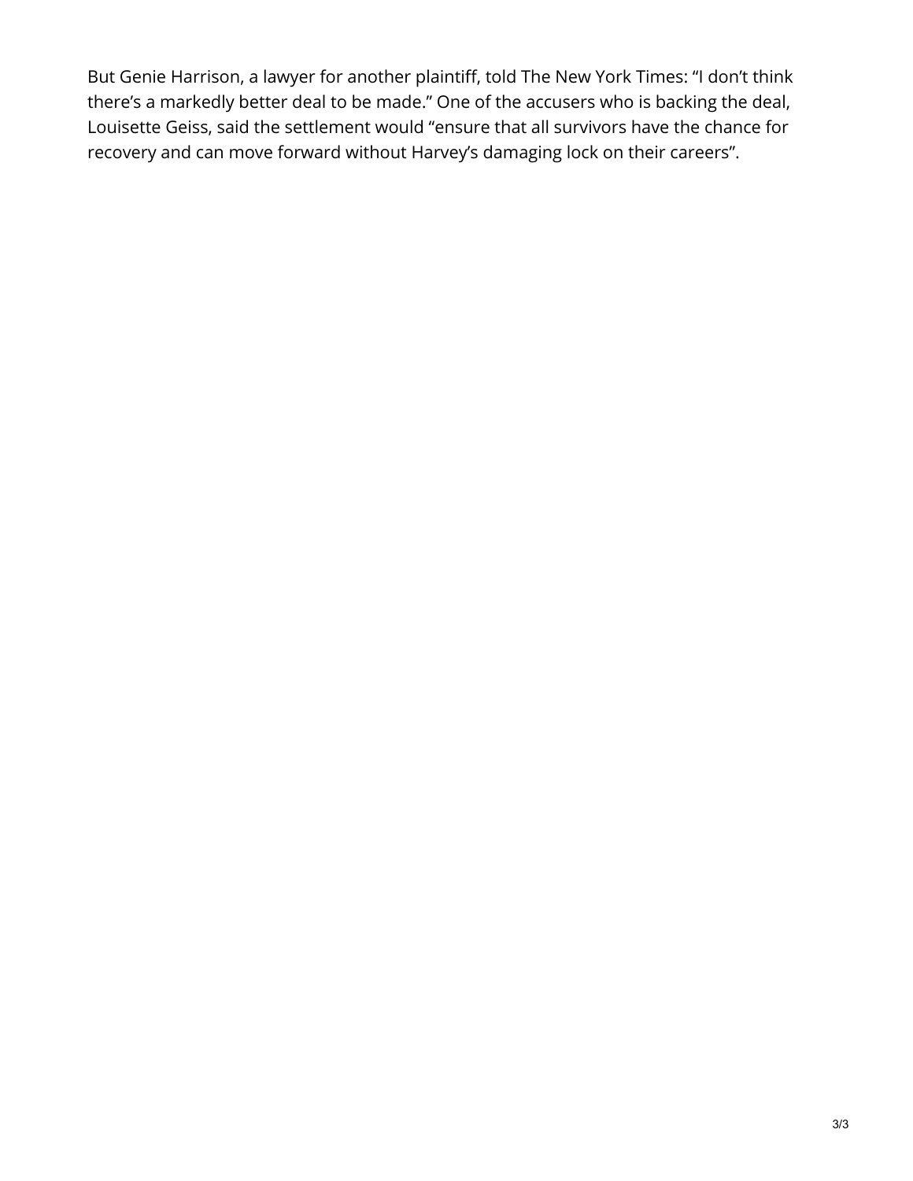But Genie Harrison, a lawyer for another plaintiff, told The New York Times: “I don’t think there’s a markedly better deal to be made.” One of the accusers who is backing the deal, Louisette Geiss, said the settlement would “ensure that all survivors have the chance for recovery and can move forward without Harvey’s damaging lock on their careers”.